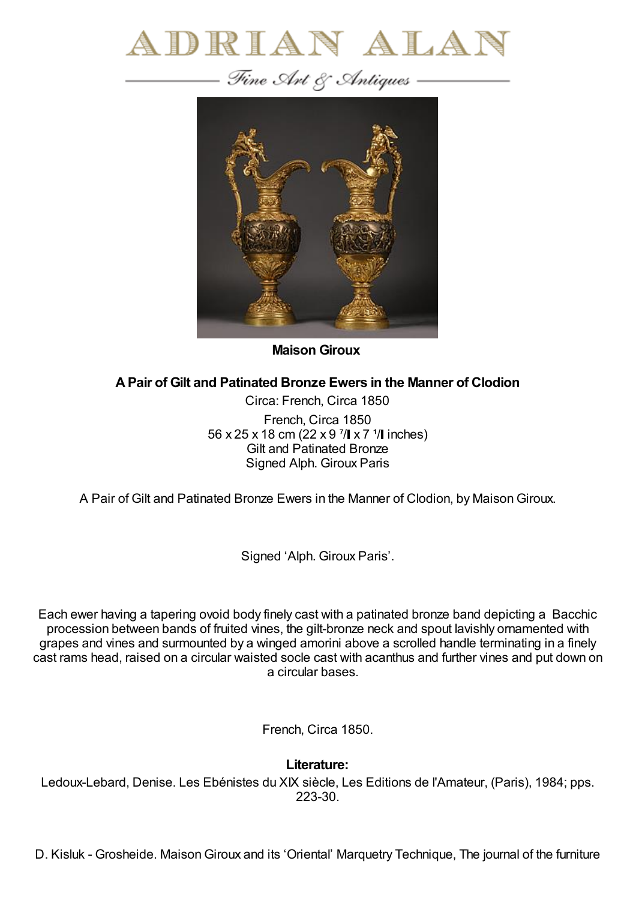# ADRIAN ALAN

*Fine Art & Antiques*

**Maison Giroux**

**A Pair of Gilt and Patinated Bronze Ewers in the Manner of Clodion**

Circa: French, Circa 1850

French, Circa 1850
56 x 25 x 18 cm (22 x 9 ⁷/▌ x 7 ¹/▌ inches)
Gilt and Patinated Bronze
Signed Alph. Giroux Paris

A Pair of Gilt and Patinated Bronze Ewers in the Manner of Clodion, by Maison Giroux.

Signed 'Alph. Giroux Paris'.

Each ewer having a tapering ovoid body finely cast with a patinated bronze band depicting a Bacchic procession between bands of fruited vines, the gilt-bronze neck and spout lavishly ornamented with grapes and vines and surmounted by a winged amorini above a scrolled handle terminating in a finely cast rams head, raised on a circular waisted socle cast with acanthus and further vines and put down on a circular bases.

French, Circa 1850.

**Literature:**

Ledoux-Lebard, Denise. Les Ebénistes du XIX siècle, Les Editions de l'Amateur, (Paris), 1984; pps. 223-30.

D. Kisluk - Grosheide. Maison Giroux and its 'Oriental' Marquetry Technique, The journal of the furniture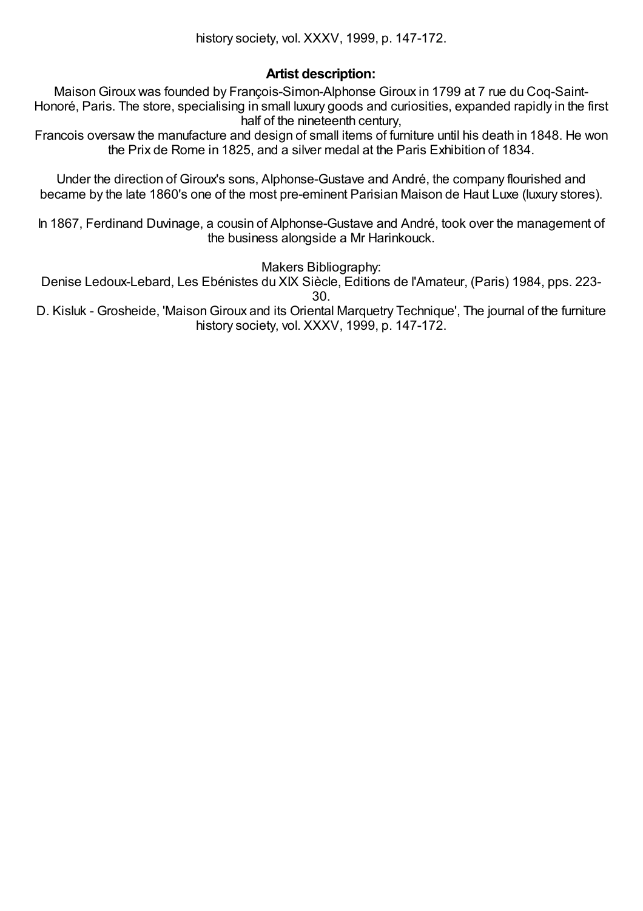history society, vol. XXXV, 1999, p. 147-172.

**Artist description:**

Maison Giroux was founded by François-Simon-Alphonse Giroux in 1799 at 7 rue du Coq-Saint-Honoré, Paris. The store, specialising in small luxury goods and curiosities, expanded rapidly in the first half of the nineteenth century,

Francois oversaw the manufacture and design of small items of furniture until his death in 1848. He won the Prix de Rome in 1825, and a silver medal at the Paris Exhibition of 1834.

Under the direction of Giroux's sons, Alphonse-Gustave and André, the company flourished and became by the late 1860's one of the most pre-eminent Parisian Maison de Haut Luxe (luxury stores).

In 1867, Ferdinand Duvinage, a cousin of Alphonse-Gustave and André, took over the management of the business alongside a Mr Harinkouck.

Makers Bibliography:

Denise Ledoux-Lebard, Les Ebénistes du XIX Siècle, Editions de l'Amateur, (Paris) 1984, pps. 223-30.

D. Kisluk - Grosheide, 'Maison Giroux and its Oriental Marquetry Technique', The journal of the furniture history society, vol. XXXV, 1999, p. 147-172.